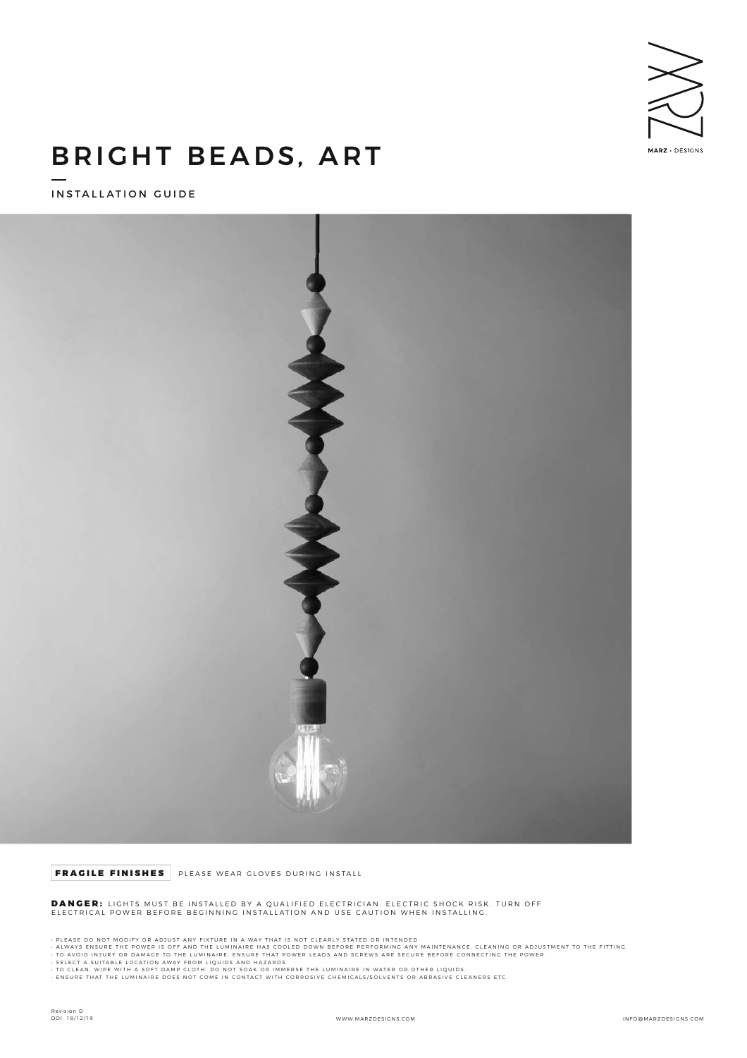# BRIGHT BEADS, ART

## INSTALLATION GUIDE

MARZ · DESIGNS

**FRAGILE FINISHES** PLEASE WEAR GLOVES DURING INSTALL

**DANGER:** LIGHTS MUST BE INSTALLED BY A QUALIFIED ELECTRICIAN. ELECTRIC SHOCK RISK. TURN OFF ELECTRICAL POWER BEFORE BEGINNING INSTALLATION AND USE CAUTION WHEN INSTALLING.

- PLEASE DO NOT MODIFY OR ADJUST ANY FIXTURE IN A WAY THAT IS NOT CLEARLY STATED OR INTENDED.
- ALWAYS ENSURE THE POWER IS OFF AND THE LUMINAIRE HAS COOLED DOWN BEFORE PERFORMING ANY MAINTENANCE, CLEANING OR ADJUSTMENT TO THE FITTING.
- TO AVOID INJURY OR DAMAGE TO THE LUMINAIRE, ENSURE THAT POWER LEADS AND SCREWS ARE SECURE BEFORE CONNECTING THE POWER.
- SELECT A SUITABLE LOCATION AWAY FROM LIQUIDS AND HAZARDS.
- TO CLEAN, WIPE WITH A SOFT DAMP CLOTH. DO NOT SOAK OR IMMERSE THE LUMINAIRE IN WATER OR OTHER LIQUIDS.
- ENSURE THAT THE LUMINAIRE DOES NOT COME IN CONTACT WITH CORROSIVE CHEMICALS/SOLVENTS OR ABRASIVE CLEANERS ETC.

Revision D
DOI: 18/12/19

WWW.MARZDESIGNS.COM

INFO@MARZDESIGNS.COM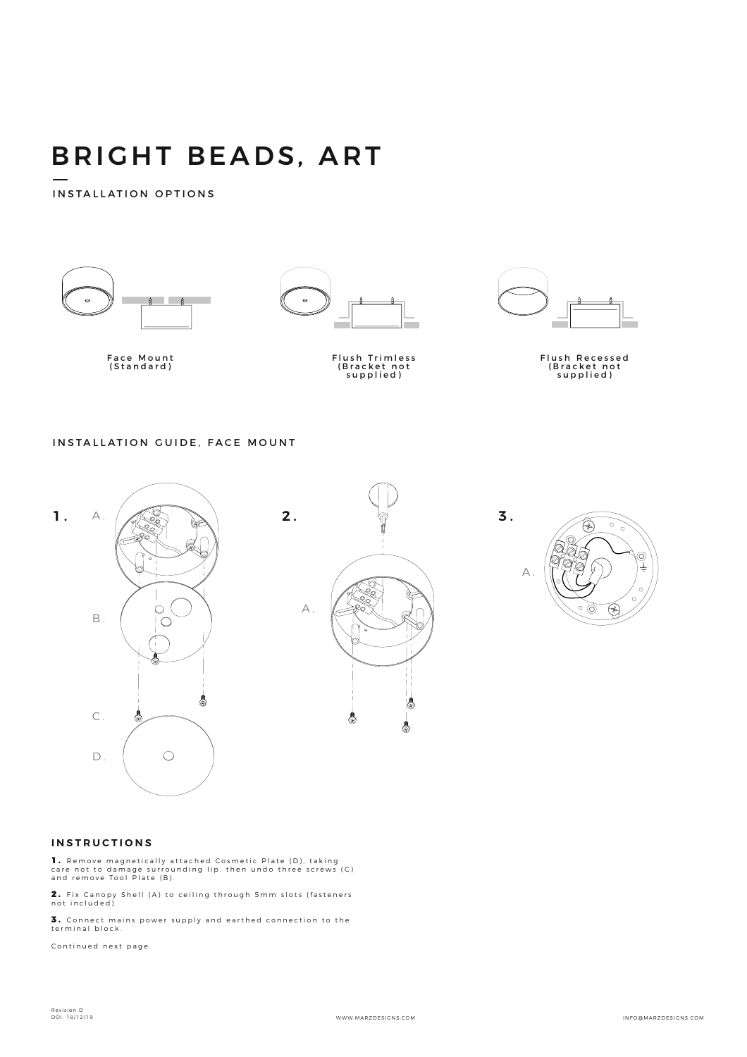# BRIGHT BEADS, ART

## INSTALLATION OPTIONS

Face Mount (Standard)

Flush Trimless (Bracket not supplied)

Flush Recessed (Bracket not supplied)

## INSTALLATION GUIDE, FACE MOUNT

1. A. B. C. D.

2. A.

3. A.

### INSTRUCTIONS

**1.** Remove magnetically attached Cosmetic Plate (D), taking care not to damage surrounding lip, then undo three screws (C) and remove Tool Plate (B).

**2.** Fix Canopy Shell (A) to ceiling through 5mm slots (fasteners not included).

**3.** Connect mains power supply and earthed connection to the terminal block.

Continued next page.

Revision D
DOI: 18/12/19

WWW.MARZDESIGNS.COM

INFO@MARZDESIGNS.COM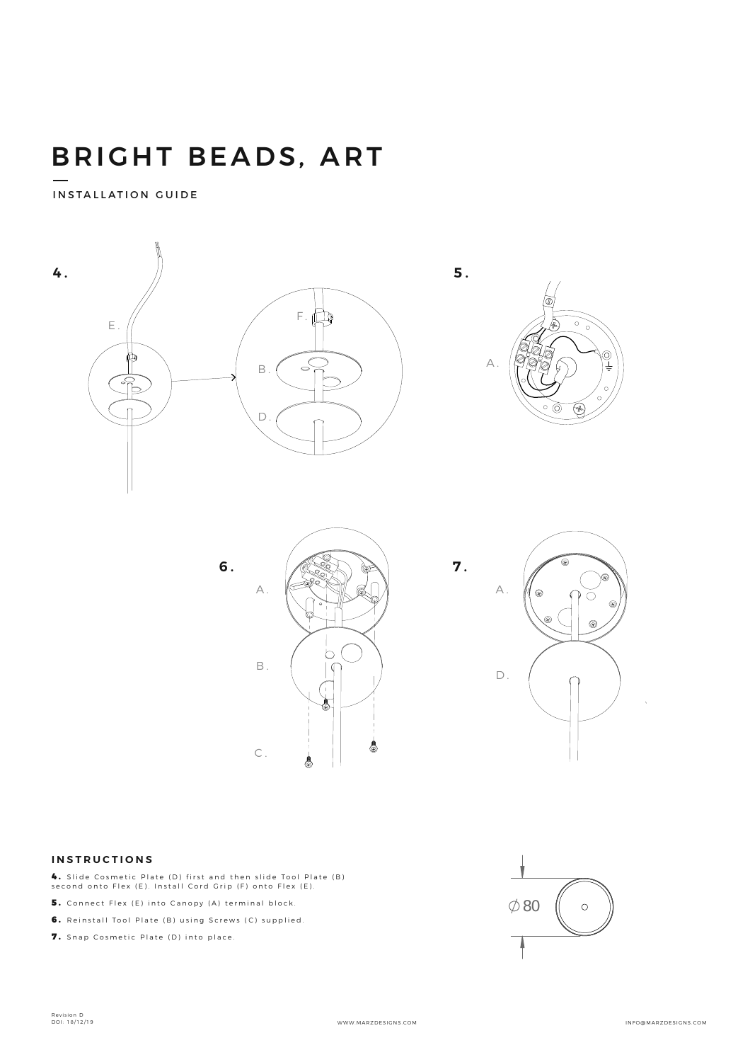# BRIGHT BEADS, ART

INSTALLATION GUIDE

**4.**

E.

F.

B.

D.

**5.**

A.

**6.**

A.

B.

C.

**7.**

A.

D.

### INSTRUCTIONS

**4.** Slide Cosmetic Plate (D) first and then slide Tool Plate (B) second onto Flex (E). Install Cord Grip (F) onto Flex (E).

**5.** Connect Flex (E) into Canopy (A) terminal block.

**6.** Reinstall Tool Plate (B) using Screws (C) supplied.

**7.** Snap Cosmetic Plate (D) into place.

$\varnothing$ 80

Revision D
DOI: 18/12/19

WWW.MARZDESIGNS.COM

INFO@MARZDESIGNS.COM